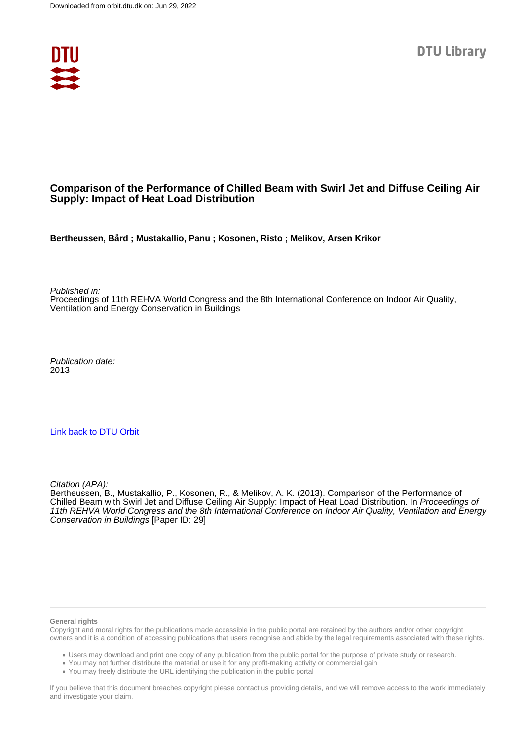Downloaded from orbit.dtu.dk on: Jun 29, 2022

DTU Library

# Comparison of the Performance of Chilled Beam with Swirl Jet and Diffuse Ceiling Air Supply: Impact of Heat Load Distribution

**Bertheussen, Bård ; Mustakallio, Panu ; Kosonen, Risto ; Melikov, Arsen Krikor**

*Published in:*
Proceedings of 11th REHVA World Congress and the 8th International Conference on Indoor Air Quality, Ventilation and Energy Conservation in Buildings

*Publication date:*
2013

Link back to DTU Orbit

*Citation (APA):*
Bertheussen, B., Mustakallio, P., Kosonen, R., & Melikov, A. K. (2013). Comparison of the Performance of Chilled Beam with Swirl Jet and Diffuse Ceiling Air Supply: Impact of Heat Load Distribution. In *Proceedings of 11th REHVA World Congress and the 8th International Conference on Indoor Air Quality, Ventilation and Energy Conservation in Buildings* [Paper ID: 29]

**General rights**

Copyright and moral rights for the publications made accessible in the public portal are retained by the authors and/or other copyright owners and it is a condition of accessing publications that users recognise and abide by the legal requirements associated with these rights.

- Users may download and print one copy of any publication from the public portal for the purpose of private study or research.
- You may not further distribute the material or use it for any profit-making activity or commercial gain
- You may freely distribute the URL identifying the publication in the public portal

If you believe that this document breaches copyright please contact us providing details, and we will remove access to the work immediately and investigate your claim.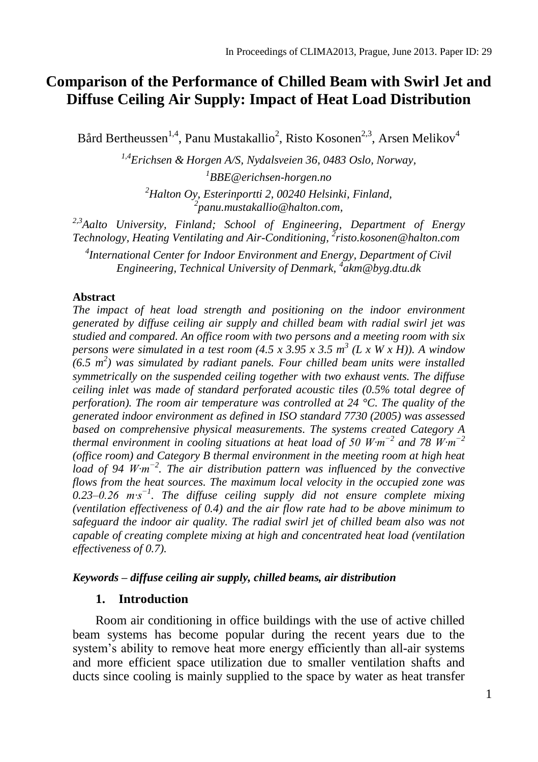# Comparison of the Performance of Chilled Beam with Swirl Jet and Diffuse Ceiling Air Supply: Impact of Heat Load Distribution

Bård Bertheussen[1,4], Panu Mustakallio[2], Risto Kosonen[2,3], Arsen Melikov[4]

[1,4]*Erichsen & Horgen A/S, Nydalsveien 36, 0483 Oslo, Norway,*

[1]*BBE@erichsen-horgen.no*

[2]*Halton Oy, Esterinportti 2, 00240 Helsinki, Finland,*
[2]*panu.mustakallio@halton.com,*

[2,3]*Aalto University, Finland; School of Engineering, Department of Energy Technology, Heating Ventilating and Air-Conditioning,* [2]*risto.kosonen@halton.com*

[4]*International Center for Indoor Environment and Energy, Department of Civil Engineering, Technical University of Denmark,* [4]*akm@byg.dtu.dk*

#### Abstract

*The impact of heat load strength and positioning on the indoor environment generated by diffuse ceiling air supply and chilled beam with radial swirl jet was studied and compared. An office room with two persons and a meeting room with six persons were simulated in a test room (4.5 x 3.95 x 3.5 $m^3$ (L x W x H)). A window (6.5 $m^2$) was simulated by radiant panels. Four chilled beam units were installed symmetrically on the suspended ceiling together with two exhaust vents. The diffuse ceiling inlet was made of standard perforated acoustic tiles (0.5% total degree of perforation). The room air temperature was controlled at 24 °C. The quality of the generated indoor environment as defined in ISO standard 7730 (2005) was assessed based on comprehensive physical measurements. The systems created Category A thermal environment in cooling situations at heat load of 50 $W{\cdot}m^{-2}$ and 78 $W{\cdot}m^{-2}$ (office room) and Category B thermal environment in the meeting room at high heat load of 94 $W{\cdot}m^{-2}$. The air distribution pattern was influenced by the convective flows from the heat sources. The maximum local velocity in the occupied zone was 0.23–0.26 $m{\cdot}s^{-1}$. The diffuse ceiling supply did not ensure complete mixing (ventilation effectiveness of 0.4) and the air flow rate had to be above minimum to safeguard the indoor air quality. The radial swirl jet of chilled beam also was not capable of creating complete mixing at high and concentrated heat load (ventilation effectiveness of 0.7).*

***Keywords – diffuse ceiling air supply, chilled beams, air distribution***

## 1. Introduction

Room air conditioning in office buildings with the use of active chilled beam systems has become popular during the recent years due to the system's ability to remove heat more energy efficiently than all-air systems and more efficient space utilization due to smaller ventilation shafts and ducts since cooling is mainly supplied to the space by water as heat transfer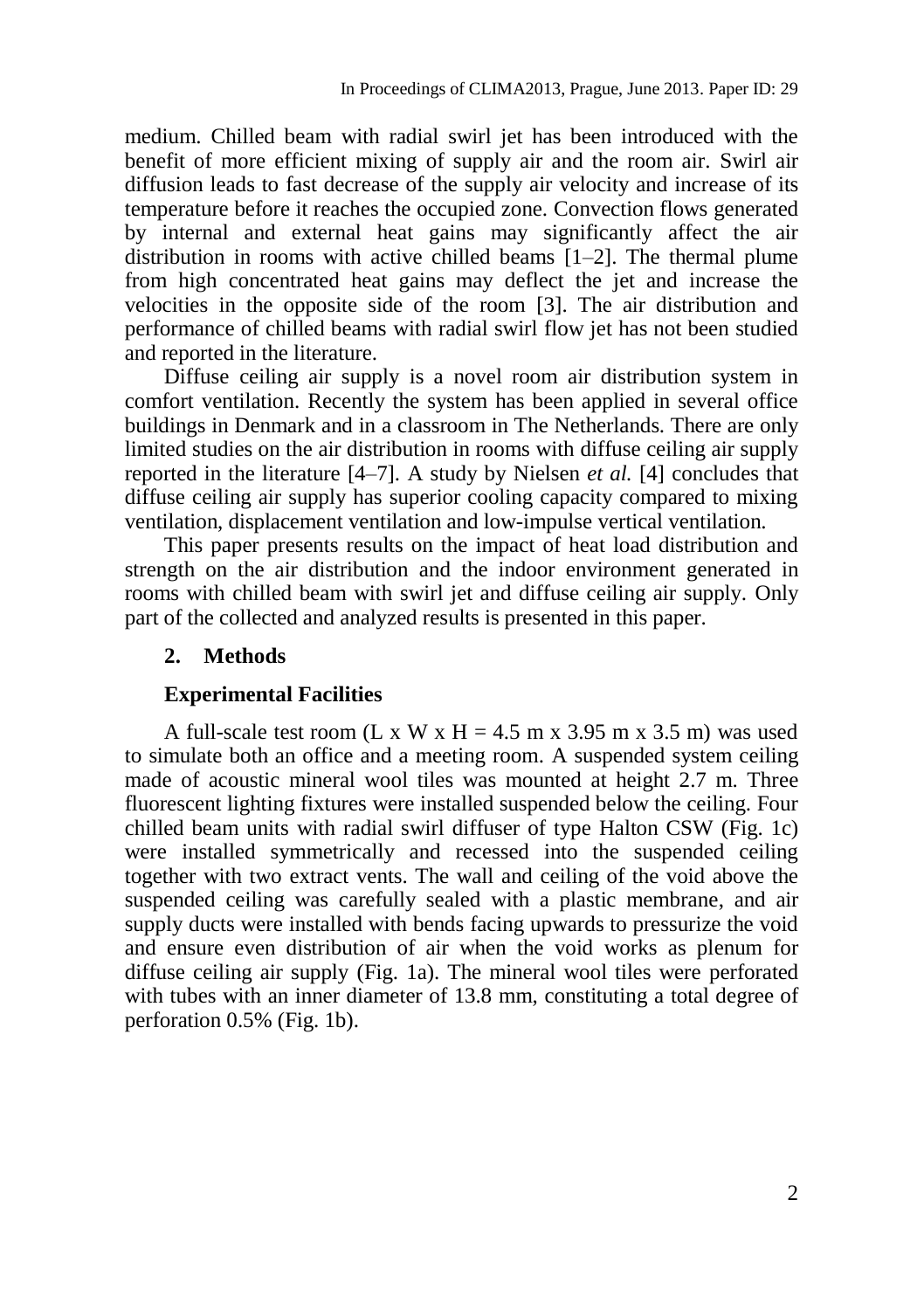medium. Chilled beam with radial swirl jet has been introduced with the benefit of more efficient mixing of supply air and the room air. Swirl air diffusion leads to fast decrease of the supply air velocity and increase of its temperature before it reaches the occupied zone. Convection flows generated by internal and external heat gains may significantly affect the air distribution in rooms with active chilled beams [1–2]. The thermal plume from high concentrated heat gains may deflect the jet and increase the velocities in the opposite side of the room [3]. The air distribution and performance of chilled beams with radial swirl flow jet has not been studied and reported in the literature.

Diffuse ceiling air supply is a novel room air distribution system in comfort ventilation. Recently the system has been applied in several office buildings in Denmark and in a classroom in The Netherlands. There are only limited studies on the air distribution in rooms with diffuse ceiling air supply reported in the literature [4–7]. A study by Nielsen *et al.* [4] concludes that diffuse ceiling air supply has superior cooling capacity compared to mixing ventilation, displacement ventilation and low-impulse vertical ventilation.

This paper presents results on the impact of heat load distribution and strength on the air distribution and the indoor environment generated in rooms with chilled beam with swirl jet and diffuse ceiling air supply. Only part of the collected and analyzed results is presented in this paper.

## 2. Methods

### Experimental Facilities

A full-scale test room (L x W x H = 4.5 m x 3.95 m x 3.5 m) was used to simulate both an office and a meeting room. A suspended system ceiling made of acoustic mineral wool tiles was mounted at height 2.7 m. Three fluorescent lighting fixtures were installed suspended below the ceiling. Four chilled beam units with radial swirl diffuser of type Halton CSW (Fig. 1c) were installed symmetrically and recessed into the suspended ceiling together with two extract vents. The wall and ceiling of the void above the suspended ceiling was carefully sealed with a plastic membrane, and air supply ducts were installed with bends facing upwards to pressurize the void and ensure even distribution of air when the void works as plenum for diffuse ceiling air supply (Fig. 1a). The mineral wool tiles were perforated with tubes with an inner diameter of 13.8 mm, constituting a total degree of perforation 0.5% (Fig. 1b).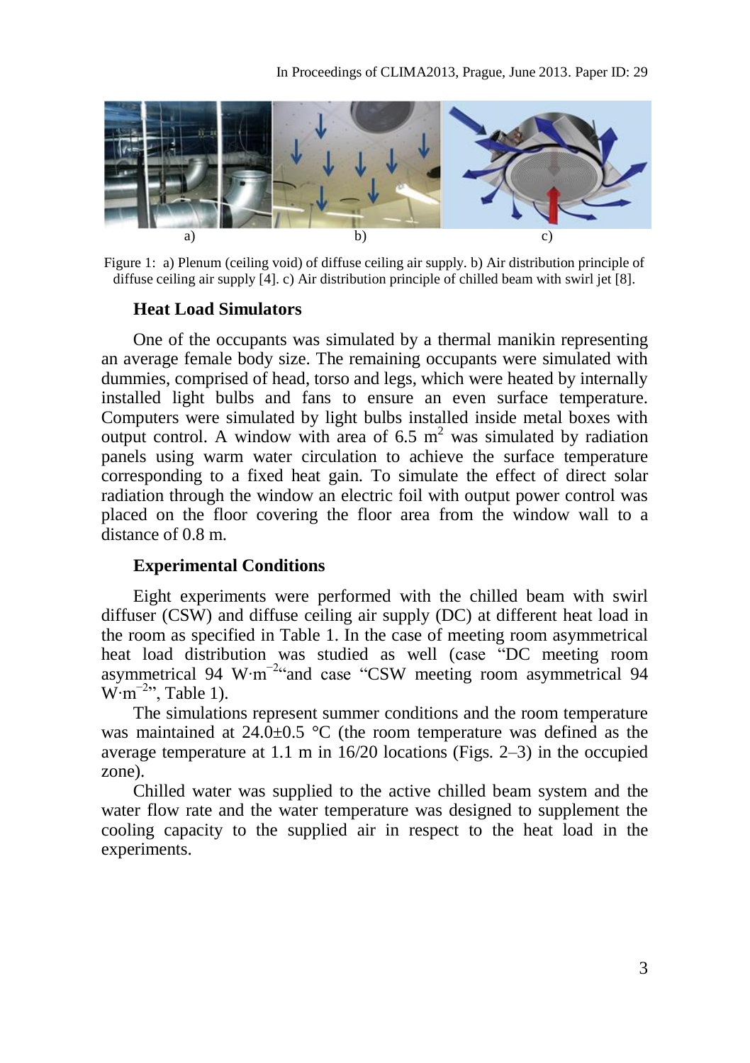a) b) c)

Figure 1: a) Plenum (ceiling void) of diffuse ceiling air supply. b) Air distribution principle of diffuse ceiling air supply [4]. c) Air distribution principle of chilled beam with swirl jet [8].

### Heat Load Simulators

One of the occupants was simulated by a thermal manikin representing an average female body size. The remaining occupants were simulated with dummies, comprised of head, torso and legs, which were heated by internally installed light bulbs and fans to ensure an even surface temperature. Computers were simulated by light bulbs installed inside metal boxes with output control. A window with area of 6.5 $m^2$ was simulated by radiation panels using warm water circulation to achieve the surface temperature corresponding to a fixed heat gain. To simulate the effect of direct solar radiation through the window an electric foil with output power control was placed on the floor covering the floor area from the window wall to a distance of 0.8 m.

### Experimental Conditions

Eight experiments were performed with the chilled beam with swirl diffuser (CSW) and diffuse ceiling air supply (DC) at different heat load in the room as specified in Table 1. In the case of meeting room asymmetrical heat load distribution was studied as well (case "DC meeting room asymmetrical 94 $W{\cdot}m^{-2}$" and case "CSW meeting room asymmetrical 94 $W{\cdot}m^{-2}$", Table 1).

The simulations represent summer conditions and the room temperature was maintained at 24.0±0.5 °C (the room temperature was defined as the average temperature at 1.1 m in 16/20 locations (Figs. 2–3) in the occupied zone).

Chilled water was supplied to the active chilled beam system and the water flow rate and the water temperature was designed to supplement the cooling capacity to the supplied air in respect to the heat load in the experiments.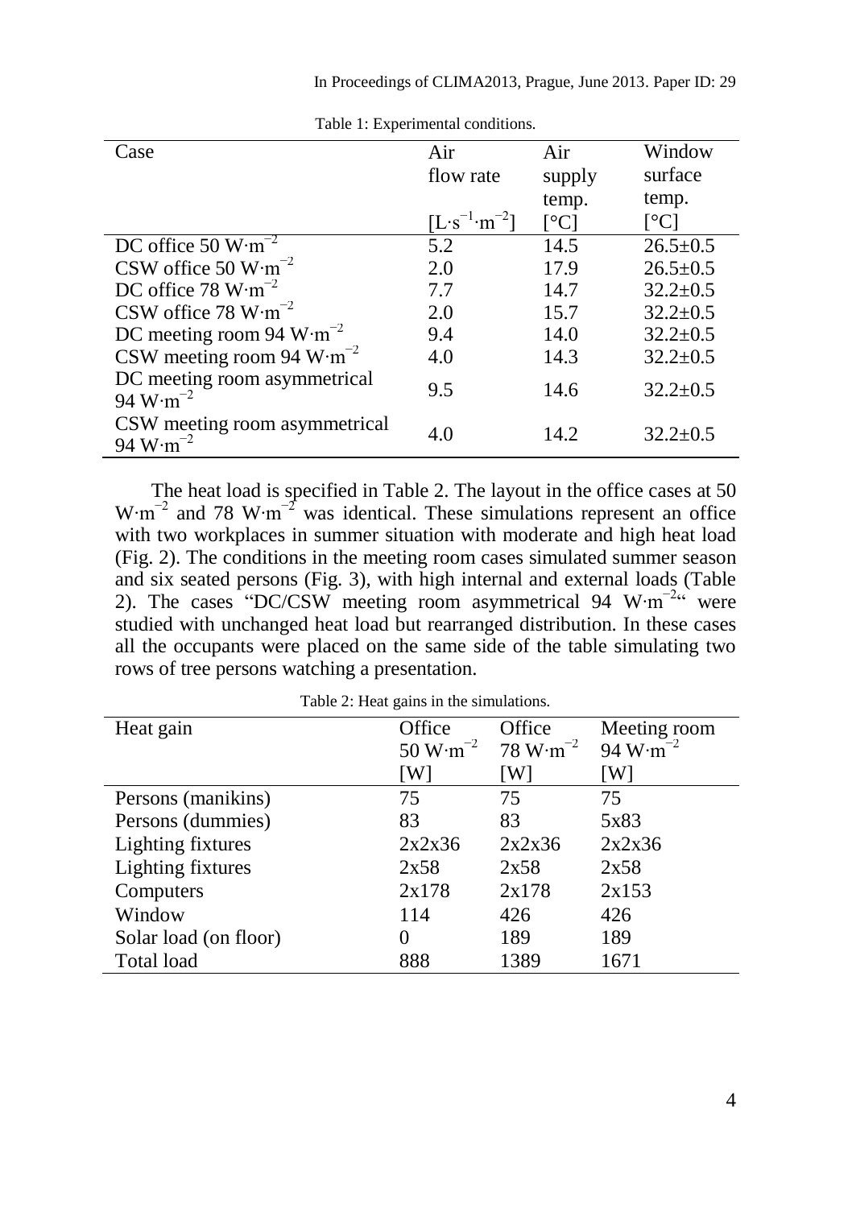Table 1: Experimental conditions.

| Case | Air flow rate $[L \cdot s^{-1} \cdot m^{-2}]$ | Air supply temp. [°C] | Window surface temp. [°C] |
|---|---|---|---|
| DC office 50 $W \cdot m^{-2}$ | 5.2 | 14.5 | 26.5±0.5 |
| CSW office 50 $W \cdot m^{-2}$ | 2.0 | 17.9 | 26.5±0.5 |
| DC office 78 $W \cdot m^{-2}$ | 7.7 | 14.7 | 32.2±0.5 |
| CSW office 78 $W \cdot m^{-2}$ | 2.0 | 15.7 | 32.2±0.5 |
| DC meeting room 94 $W \cdot m^{-2}$ | 9.4 | 14.0 | 32.2±0.5 |
| CSW meeting room 94 $W \cdot m^{-2}$ | 4.0 | 14.3 | 32.2±0.5 |
| DC meeting room asymmetrical 94 $W \cdot m^{-2}$ | 9.5 | 14.6 | 32.2±0.5 |
| CSW meeting room asymmetrical 94 $W \cdot m^{-2}$ | 4.0 | 14.2 | 32.2±0.5 |

The heat load is specified in Table 2. The layout in the office cases at 50 $W \cdot m^{-2}$ and 78 $W \cdot m^{-2}$ was identical. These simulations represent an office with two workplaces in summer situation with moderate and high heat load (Fig. 2). The conditions in the meeting room cases simulated summer season and six seated persons (Fig. 3), with high internal and external loads (Table 2). The cases "DC/CSW meeting room asymmetrical 94 $W \cdot m^{-2}$" were studied with unchanged heat load but rearranged distribution. In these cases all the occupants were placed on the same side of the table simulating two rows of tree persons watching a presentation.

Table 2: Heat gains in the simulations.

| Heat gain | Office 50 $W \cdot m^{-2}$ [W] | Office 78 $W \cdot m^{-2}$ [W] | Meeting room 94 $W \cdot m^{-2}$ [W] |
|---|---|---|---|
| Persons (manikins) | 75 | 75 | 75 |
| Persons (dummies) | 83 | 83 | 5x83 |
| Lighting fixtures | 2x2x36 | 2x2x36 | 2x2x36 |
| Lighting fixtures | 2x58 | 2x58 | 2x58 |
| Computers | 2x178 | 2x178 | 2x153 |
| Window | 114 | 426 | 426 |
| Solar load (on floor) | 0 | 189 | 189 |
| Total load | 888 | 1389 | 1671 |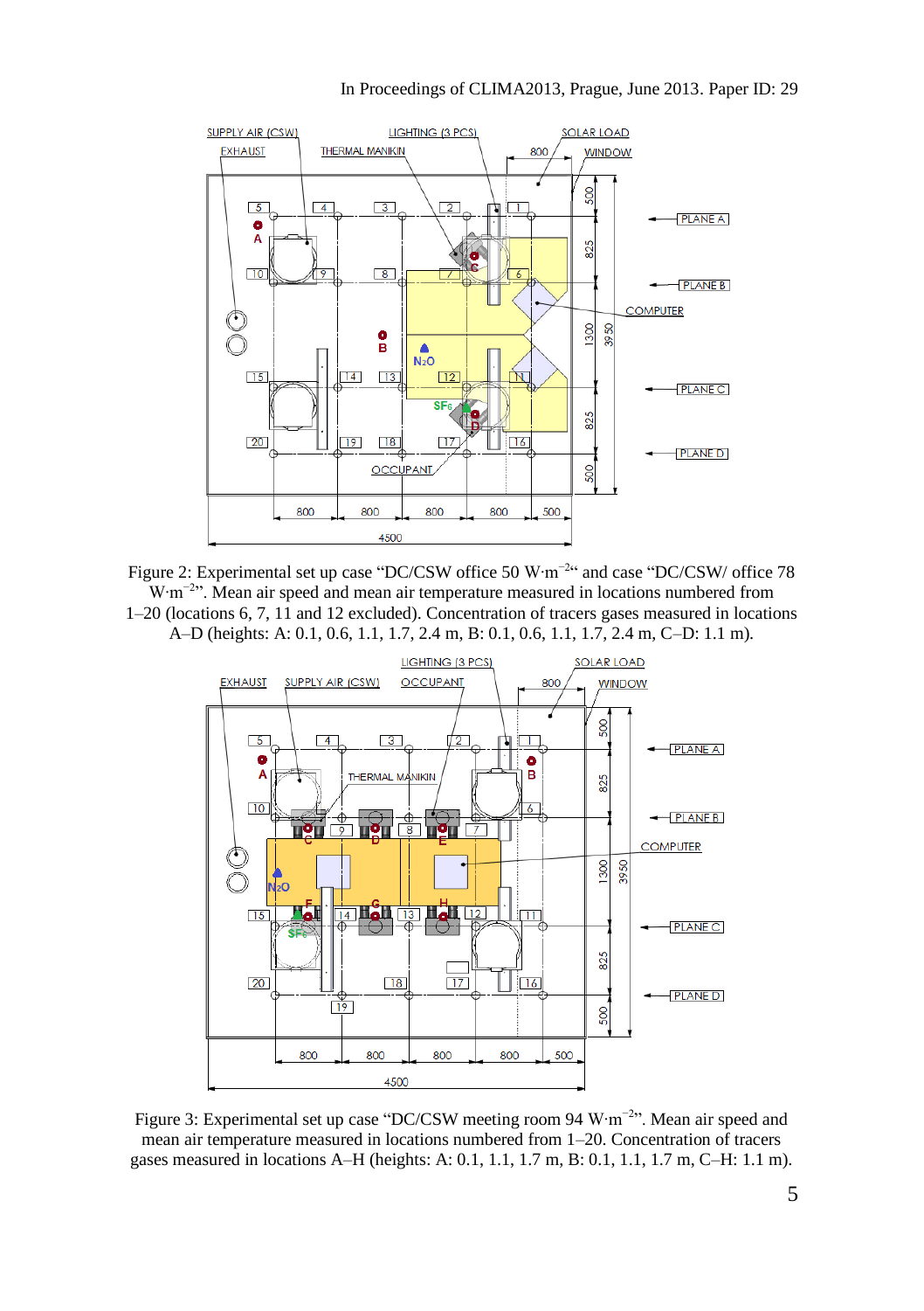SUPPLY AIR (CSW)
EXHAUST
LIGHTING (3 PCS)
THERMAL MANIKIN
SOLAR LOAD
WINDOW
800
500
825
1300
3950
825
500
PLANE A
PLANE B
COMPUTER
PLANE C
PLANE D
OCCUPANT
A
B
C
D
$N_2O$
$SF_6$
1 2 3 4 5 6 7 8 9 10 11 12 13 14 15 16 17 18 19 20
800 800 800 800 500
4500

Figure 2: Experimental set up case “DC/CSW office 50 W·m$^{-2}$“ and case “DC/CSW/ office 78 W·m$^{-2}$”. Mean air speed and mean air temperature measured in locations numbered from 1–20 (locations 6, 7, 11 and 12 excluded). Concentration of tracers gases measured in locations A–D (heights: A: 0.1, 0.6, 1.1, 1.7, 2.4 m, B: 0.1, 0.6, 1.1, 1.7, 2.4 m, C–D: 1.1 m).

EXHAUST
SUPPLY AIR (CSW)
LIGHTING (3 PCS)
OCCUPANT
SOLAR LOAD
WINDOW
THERMAL MANIKIN
COMPUTER
800
500
825
1300
3950
825
500
PLANE A
PLANE B
PLANE C
PLANE D
A B C D E F G H
$N_2O$
$SF_6$
1 2 3 4 5 6 7 8 9 10 11 12 13 14 15 16 17 18 19 20
800 800 800 800 500
4500

Figure 3: Experimental set up case “DC/CSW meeting room 94 W·m$^{-2}$”. Mean air speed and mean air temperature measured in locations numbered from 1–20. Concentration of tracers gases measured in locations A–H (heights: A: 0.1, 1.1, 1.7 m, B: 0.1, 1.1, 1.7 m, C–H: 1.1 m).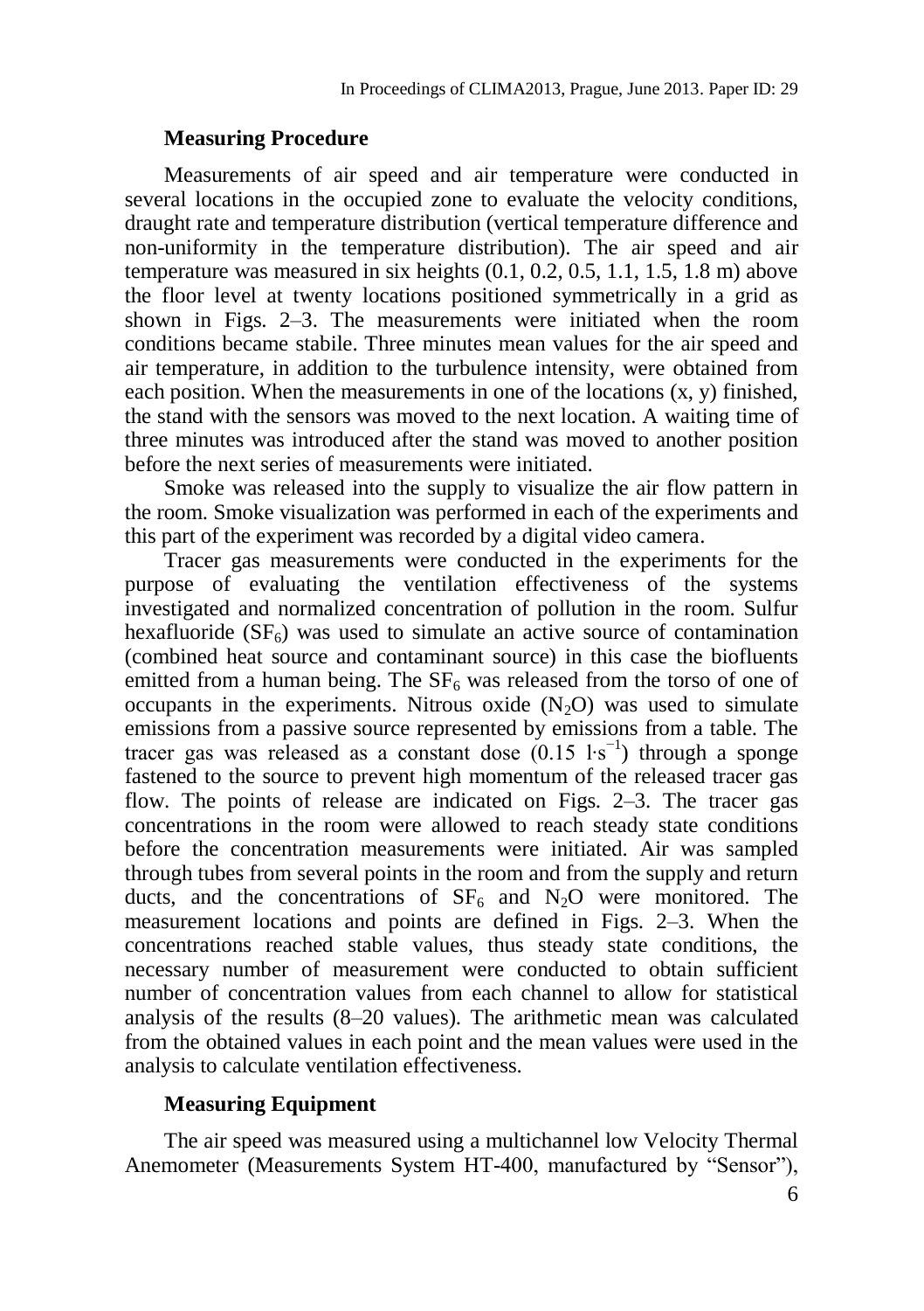### Measuring Procedure

Measurements of air speed and air temperature were conducted in several locations in the occupied zone to evaluate the velocity conditions, draught rate and temperature distribution (vertical temperature difference and non-uniformity in the temperature distribution). The air speed and air temperature was measured in six heights (0.1, 0.2, 0.5, 1.1, 1.5, 1.8 m) above the floor level at twenty locations positioned symmetrically in a grid as shown in Figs. 2–3. The measurements were initiated when the room conditions became stabile. Three minutes mean values for the air speed and air temperature, in addition to the turbulence intensity, were obtained from each position. When the measurements in one of the locations (x, y) finished, the stand with the sensors was moved to the next location. A waiting time of three minutes was introduced after the stand was moved to another position before the next series of measurements were initiated.

Smoke was released into the supply to visualize the air flow pattern in the room. Smoke visualization was performed in each of the experiments and this part of the experiment was recorded by a digital video camera.

Tracer gas measurements were conducted in the experiments for the purpose of evaluating the ventilation effectiveness of the systems investigated and normalized concentration of pollution in the room. Sulfur hexafluoride ($SF_6$) was used to simulate an active source of contamination (combined heat source and contaminant source) in this case the biofluents emitted from a human being. The $SF_6$ was released from the torso of one of occupants in the experiments. Nitrous oxide ($N_2O$) was used to simulate emissions from a passive source represented by emissions from a table. The tracer gas was released as a constant dose ($0.15\ l{\cdot}s^{-1}$) through a sponge fastened to the source to prevent high momentum of the released tracer gas flow. The points of release are indicated on Figs. 2–3. The tracer gas concentrations in the room were allowed to reach steady state conditions before the concentration measurements were initiated. Air was sampled through tubes from several points in the room and from the supply and return ducts, and the concentrations of $SF_6$ and $N_2O$ were monitored. The measurement locations and points are defined in Figs. 2–3. When the concentrations reached stable values, thus steady state conditions, the necessary number of measurement were conducted to obtain sufficient number of concentration values from each channel to allow for statistical analysis of the results (8–20 values). The arithmetic mean was calculated from the obtained values in each point and the mean values were used in the analysis to calculate ventilation effectiveness.

### Measuring Equipment

The air speed was measured using a multichannel low Velocity Thermal Anemometer (Measurements System HT-400, manufactured by "Sensor"),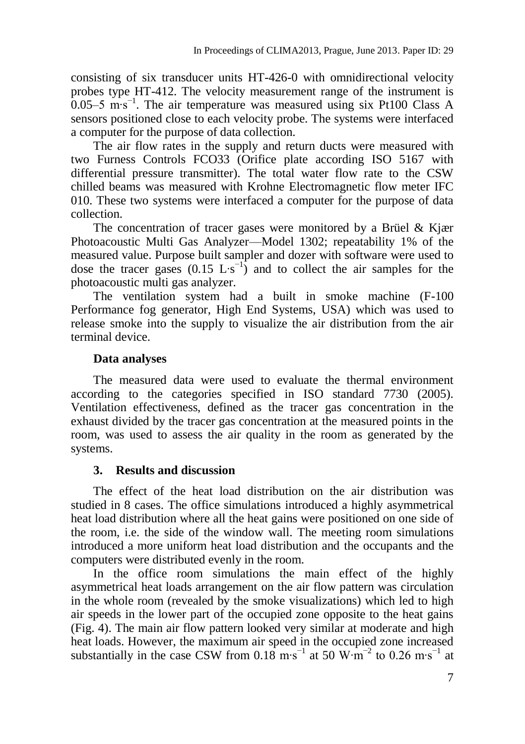consisting of six transducer units HT-426-0 with omnidirectional velocity probes type HT-412. The velocity measurement range of the instrument is 0.05–5 $m \cdot s^{-1}$. The air temperature was measured using six Pt100 Class A sensors positioned close to each velocity probe. The systems were interfaced a computer for the purpose of data collection.

The air flow rates in the supply and return ducts were measured with two Furness Controls FCO33 (Orifice plate according ISO 5167 with differential pressure transmitter). The total water flow rate to the CSW chilled beams was measured with Krohne Electromagnetic flow meter IFC 010. These two systems were interfaced a computer for the purpose of data collection.

The concentration of tracer gases were monitored by a Brüel & Kjær Photoacoustic Multi Gas Analyzer—Model 1302; repeatability 1% of the measured value. Purpose built sampler and dozer with software were used to dose the tracer gases (0.15 $L \cdot s^{-1}$) and to collect the air samples for the photoacoustic multi gas analyzer.

The ventilation system had a built in smoke machine (F-100 Performance fog generator, High End Systems, USA) which was used to release smoke into the supply to visualize the air distribution from the air terminal device.

### Data analyses

The measured data were used to evaluate the thermal environment according to the categories specified in ISO standard 7730 (2005). Ventilation effectiveness, defined as the tracer gas concentration in the exhaust divided by the tracer gas concentration at the measured points in the room, was used to assess the air quality in the room as generated by the systems.

## 3. Results and discussion

The effect of the heat load distribution on the air distribution was studied in 8 cases. The office simulations introduced a highly asymmetrical heat load distribution where all the heat gains were positioned on one side of the room, i.e. the side of the window wall. The meeting room simulations introduced a more uniform heat load distribution and the occupants and the computers were distributed evenly in the room.

In the office room simulations the main effect of the highly asymmetrical heat loads arrangement on the air flow pattern was circulation in the whole room (revealed by the smoke visualizations) which led to high air speeds in the lower part of the occupied zone opposite to the heat gains (Fig. 4). The main air flow pattern looked very similar at moderate and high heat loads. However, the maximum air speed in the occupied zone increased substantially in the case CSW from 0.18 $m \cdot s^{-1}$ at 50 $W \cdot m^{-2}$ to 0.26 $m \cdot s^{-1}$ at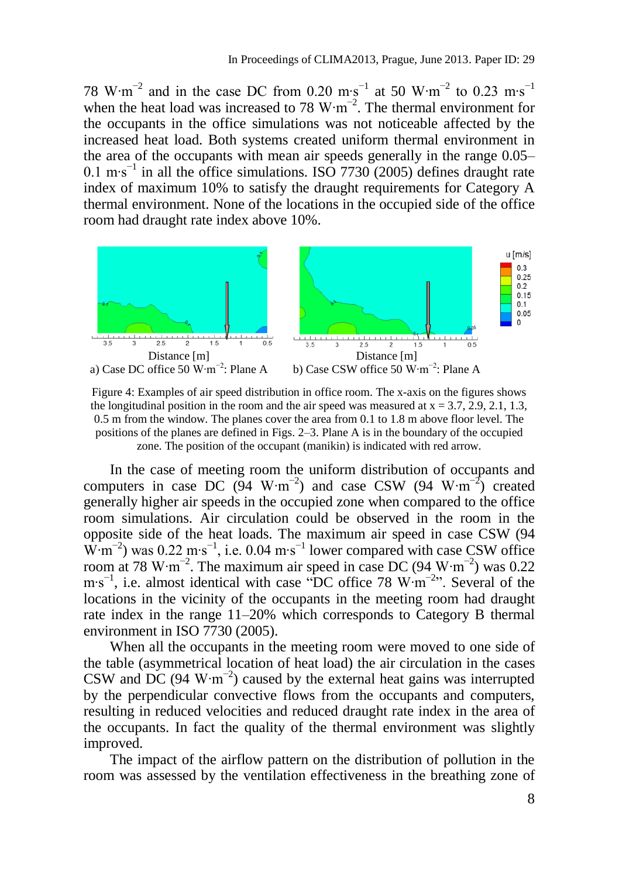78 W·m$^{-2}$ and in the case DC from 0.20 m·s$^{-1}$ at 50 W·m$^{-2}$ to 0.23 m·s$^{-1}$ when the heat load was increased to 78 W·m$^{-2}$. The thermal environment for the occupants in the office simulations was not noticeable affected by the increased heat load. Both systems created uniform thermal environment in the area of the occupants with mean air speeds generally in the range 0.05–0.1 m·s$^{-1}$ in all the office simulations. ISO 7730 (2005) defines draught rate index of maximum 10% to satisfy the draught requirements for Category A thermal environment. None of the locations in the occupied side of the office room had draught rate index above 10%.

u [m/s]
0.3
0.25
0.2
0.15
0.1
0.05
0

3.5 3 2.5 2 1.5 1 0.5
Distance [m]
a) Case DC office 50 W·m$^{-2}$: Plane A

3.5 3 2.5 2 1.5 1 0.5
Distance [m]
b) Case CSW office 50 W·m$^{-2}$: Plane A

Figure 4: Examples of air speed distribution in office room. The x-axis on the figures shows the longitudinal position in the room and the air speed was measured at x = 3.7, 2.9, 2.1, 1.3, 0.5 m from the window. The planes cover the area from 0.1 to 1.8 m above floor level. The positions of the planes are defined in Figs. 2–3. Plane A is in the boundary of the occupied zone. The position of the occupant (manikin) is indicated with red arrow.

In the case of meeting room the uniform distribution of occupants and computers in case DC (94 W·m$^{-2}$) and case CSW (94 W·m$^{-2}$) created generally higher air speeds in the occupied zone when compared to the office room simulations. Air circulation could be observed in the room in the opposite side of the heat loads. The maximum air speed in case CSW (94 W·m$^{-2}$) was 0.22 m·s$^{-1}$, i.e. 0.04 m·s$^{-1}$ lower compared with case CSW office room at 78 W·m$^{-2}$. The maximum air speed in case DC (94 W·m$^{-2}$) was 0.22 m·s$^{-1}$, i.e. almost identical with case "DC office 78 W·m$^{-2}$". Several of the locations in the vicinity of the occupants in the meeting room had draught rate index in the range 11–20% which corresponds to Category B thermal environment in ISO 7730 (2005).

When all the occupants in the meeting room were moved to one side of the table (asymmetrical location of heat load) the air circulation in the cases CSW and DC (94 W·m$^{-2}$) caused by the external heat gains was interrupted by the perpendicular convective flows from the occupants and computers, resulting in reduced velocities and reduced draught rate index in the area of the occupants. In fact the quality of the thermal environment was slightly improved.

The impact of the airflow pattern on the distribution of pollution in the room was assessed by the ventilation effectiveness in the breathing zone of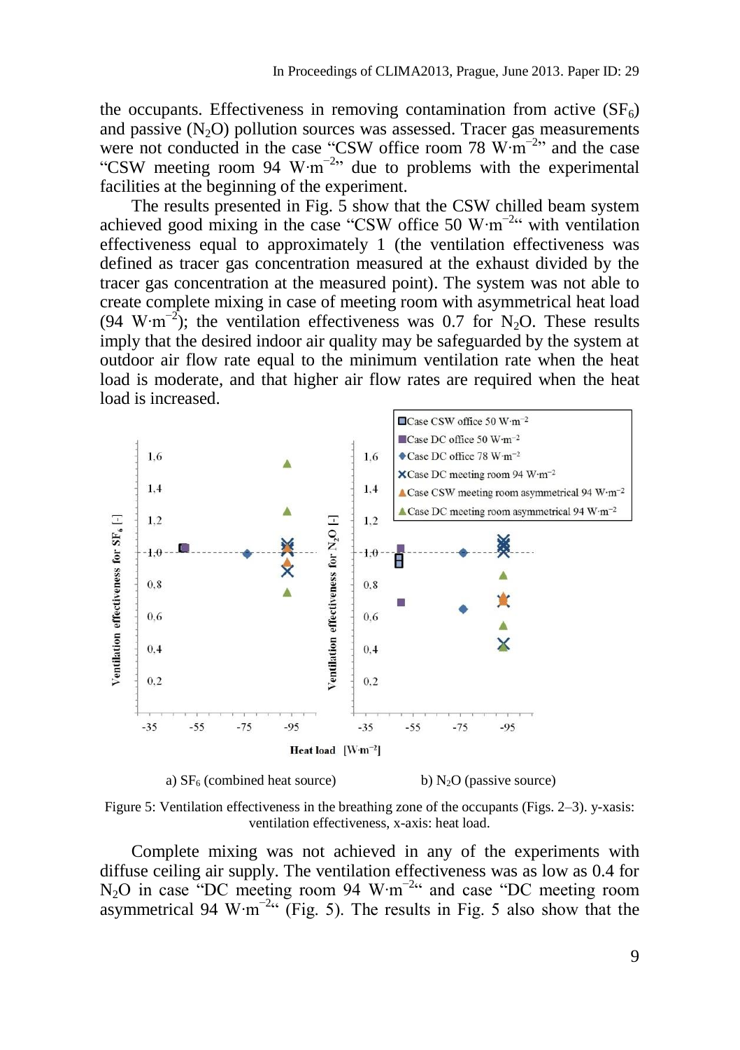the occupants. Effectiveness in removing contamination from active ($SF_6$) and passive ($N_2O$) pollution sources was assessed. Tracer gas measurements were not conducted in the case "CSW office room 78 $W \cdot m^{-2}$" and the case "CSW meeting room 94 $W \cdot m^{-2}$" due to problems with the experimental facilities at the beginning of the experiment.

The results presented in Fig. 5 show that the CSW chilled beam system achieved good mixing in the case "CSW office 50 $W \cdot m^{-2}$" with ventilation effectiveness equal to approximately 1 (the ventilation effectiveness was defined as tracer gas concentration measured at the exhaust divided by the tracer gas concentration at the measured point). The system was not able to create complete mixing in case of meeting room with asymmetrical heat load (94 $W \cdot m^{-2}$); the ventilation effectiveness was 0.7 for $N_2O$. These results imply that the desired indoor air quality may be safeguarded by the system at outdoor air flow rate equal to the minimum ventilation rate when the heat load is moderate, and that higher air flow rates are required when the heat load is increased.

Case CSW office 50 W·m⁻²
Case DC office 50 W·m⁻²
Case DC office 78 W·m⁻²
Case DC meeting room 94 W·m⁻²
Case CSW meeting room asymmetrical 94 W·m⁻²
Case DC meeting room asymmetrical 94 W·m⁻²

Ventilation effectiveness for SF₆ [-]
1,6
1,4
1,2
1,0
0,8
0,6
0,4
0,2
-35 -55 -75 -95

Ventilation effectiveness for N₂O [-]
1,6
1,4
1,2
1,0
0,8
0,6
0,4
0,2
-35 -55 -75 -95

Heat load [W·m⁻²]

a) $SF_6$ (combined heat source)

b) $N_2O$ (passive source)

Figure 5: Ventilation effectiveness in the breathing zone of the occupants (Figs. 2–3). y-xasis: ventilation effectiveness, x-axis: heat load.

Complete mixing was not achieved in any of the experiments with diffuse ceiling air supply. The ventilation effectiveness was as low as 0.4 for $N_2O$ in case "DC meeting room 94 $W \cdot m^{-2}$" and case "DC meeting room asymmetrical 94 $W \cdot m^{-2}$" (Fig. 5). The results in Fig. 5 also show that the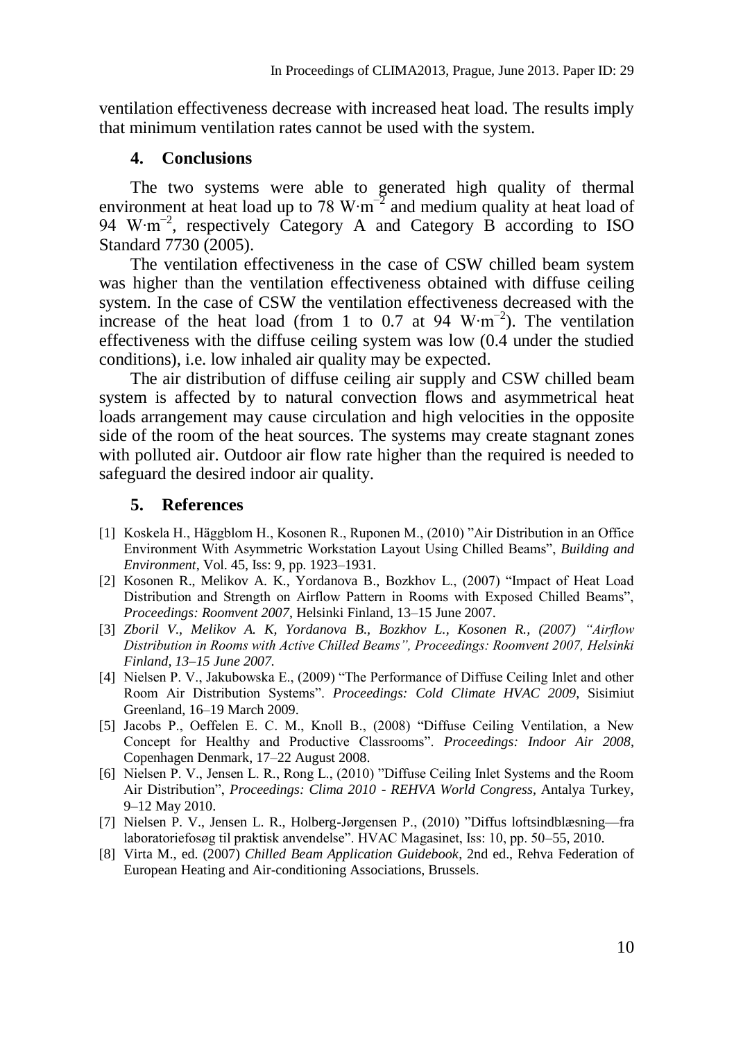ventilation effectiveness decrease with increased heat load. The results imply that minimum ventilation rates cannot be used with the system.

## 4. Conclusions

The two systems were able to generated high quality of thermal environment at heat load up to 78 $W \cdot m^{-2}$ and medium quality at heat load of 94 $W \cdot m^{-2}$, respectively Category A and Category B according to ISO Standard 7730 (2005).

The ventilation effectiveness in the case of CSW chilled beam system was higher than the ventilation effectiveness obtained with diffuse ceiling system. In the case of CSW the ventilation effectiveness decreased with the increase of the heat load (from 1 to 0.7 at 94 $W \cdot m^{-2}$). The ventilation effectiveness with the diffuse ceiling system was low (0.4 under the studied conditions), i.e. low inhaled air quality may be expected.

The air distribution of diffuse ceiling air supply and CSW chilled beam system is affected by to natural convection flows and asymmetrical heat loads arrangement may cause circulation and high velocities in the opposite side of the room of the heat sources. The systems may create stagnant zones with polluted air. Outdoor air flow rate higher than the required is needed to safeguard the desired indoor air quality.

## 5. References

[1] Koskela H., Häggblom H., Kosonen R., Ruponen M., (2010) "Air Distribution in an Office Environment With Asymmetric Workstation Layout Using Chilled Beams", *Building and Environment*, Vol. 45, Iss: 9, pp. 1923–1931.

[2] Kosonen R., Melikov A. K., Yordanova B., Bozkhov L., (2007) "Impact of Heat Load Distribution and Strength on Airflow Pattern in Rooms with Exposed Chilled Beams", *Proceedings: Roomvent 2007*, Helsinki Finland, 13–15 June 2007.

[3] *Zboril V., Melikov A. K, Yordanova B., Bozkhov L., Kosonen R., (2007) "Airflow Distribution in Rooms with Active Chilled Beams", Proceedings: Roomvent 2007, Helsinki Finland, 13–15 June 2007.*

[4] Nielsen P. V., Jakubowska E., (2009) "The Performance of Diffuse Ceiling Inlet and other Room Air Distribution Systems". *Proceedings: Cold Climate HVAC 2009*, Sisimiut Greenland, 16–19 March 2009.

[5] Jacobs P., Oeffelen E. C. M., Knoll B., (2008) "Diffuse Ceiling Ventilation, a New Concept for Healthy and Productive Classrooms". *Proceedings: Indoor Air 2008*, Copenhagen Denmark, 17–22 August 2008.

[6] Nielsen P. V., Jensen L. R., Rong L., (2010) "Diffuse Ceiling Inlet Systems and the Room Air Distribution", *Proceedings: Clima 2010 - REHVA World Congress*, Antalya Turkey, 9–12 May 2010.

[7] Nielsen P. V., Jensen L. R., Holberg-Jørgensen P., (2010) "Diffus loftsindblæsning—fra laboratoriefosøg til praktisk anvendelse". HVAC Magasinet, Iss: 10, pp. 50–55, 2010.

[8] Virta M., ed. (2007) *Chilled Beam Application Guidebook*, 2nd ed., Rehva Federation of European Heating and Air-conditioning Associations, Brussels.